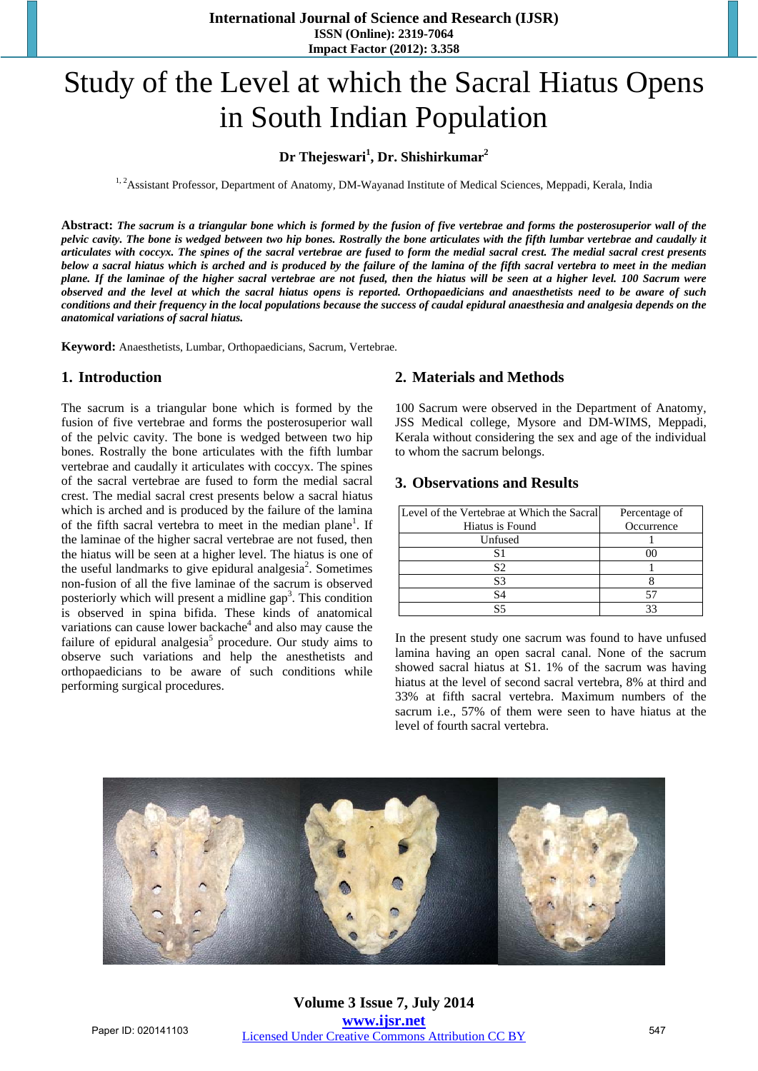# Study of the Level at which the Sacral Hiatus Opens in South Indian Population

**Dr Thejeswari[1], Dr. Shishirkumar[2]**

[1, 2]Assistant Professor, Department of Anatomy, DM-Wayanad Institute of Medical Sciences, Meppadi, Kerala, India

**Abstract:** ***The sacrum is a triangular bone which is formed by the fusion of five vertebrae and forms the posterosuperior wall of the pelvic cavity. The bone is wedged between two hip bones. Rostrally the bone articulates with the fifth lumbar vertebrae and caudally it articulates with coccyx. The spines of the sacral vertebrae are fused to form the medial sacral crest. The medial sacral crest presents below a sacral hiatus which is arched and is produced by the failure of the lamina of the fifth sacral vertebra to meet in the median plane. If the laminae of the higher sacral vertebrae are not fused, then the hiatus will be seen at a higher level. 100 Sacrum were observed and the level at which the sacral hiatus opens is reported. Orthopaedicians and anaesthetists need to be aware of such conditions and their frequency in the local populations because the success of caudal epidural anaesthesia and analgesia depends on the anatomical variations of sacral hiatus.***

**Keyword:** Anaesthetists, Lumbar, Orthopaedicians, Sacrum, Vertebrae.

## 1. Introduction

The sacrum is a triangular bone which is formed by the fusion of five vertebrae and forms the posterosuperior wall of the pelvic cavity. The bone is wedged between two hip bones. Rostrally the bone articulates with the fifth lumbar vertebrae and caudally it articulates with coccyx. The spines of the sacral vertebrae are fused to form the medial sacral crest. The medial sacral crest presents below a sacral hiatus which is arched and is produced by the failure of the lamina of the fifth sacral vertebra to meet in the median plane[1]. If the laminae of the higher sacral vertebrae are not fused, then the hiatus will be seen at a higher level. The hiatus is one of the useful landmarks to give epidural analgesia[2]. Sometimes non-fusion of all the five laminae of the sacrum is observed posteriorly which will present a midline gap[3]. This condition is observed in spina bifida. These kinds of anatomical variations can cause lower backache[4] and also may cause the failure of epidural analgesia[5] procedure. Our study aims to observe such variations and help the anesthetists and orthopaedicians to be aware of such conditions while performing surgical procedures.

## 2. Materials and Methods

100 Sacrum were observed in the Department of Anatomy, JSS Medical college, Mysore and DM-WIMS, Meppadi, Kerala without considering the sex and age of the individual to whom the sacrum belongs.

## 3. Observations and Results

| Level of the Vertebrae at Which the Sacral Hiatus is Found | Percentage of Occurrence |
|---|---|
| Unfused | 1 |
| S1 | 00 |
| S2 | 1 |
| S3 | 8 |
| S4 | 57 |
| S5 | 33 |

In the present study one sacrum was found to have unfused lamina having an open sacral canal. None of the sacrum showed sacral hiatus at S1. 1% of the sacrum was having hiatus at the level of second sacral vertebra, 8% at third and 33% at fifth sacral vertebra. Maximum numbers of the sacrum i.e., 57% of them were seen to have hiatus at the level of fourth sacral vertebra.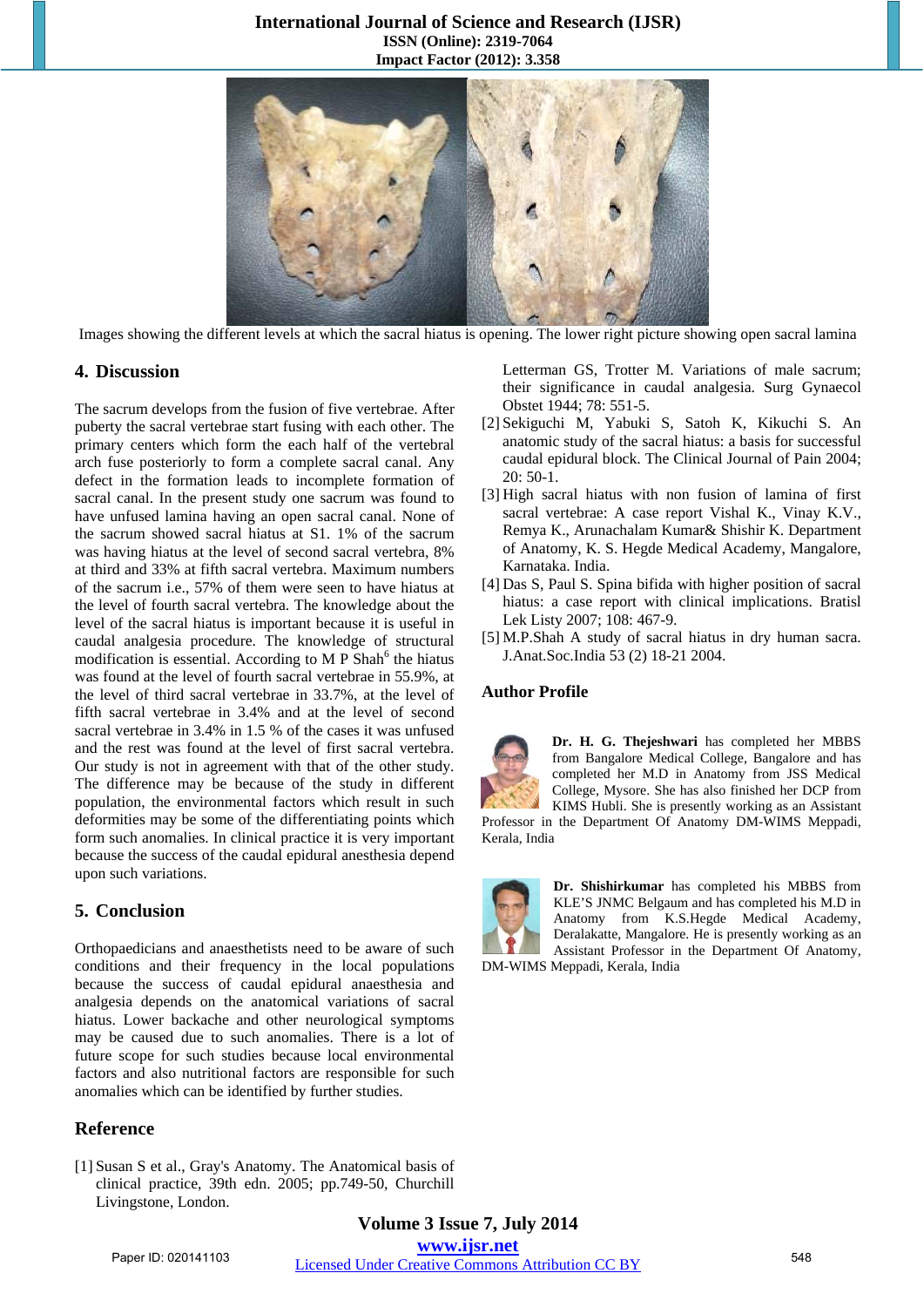Images showing the different levels at which the sacral hiatus is opening. The lower right picture showing open sacral lamina

## 4. Discussion

The sacrum develops from the fusion of five vertebrae. After puberty the sacral vertebrae start fusing with each other. The primary centers which form the each half of the vertebral arch fuse posteriorly to form a complete sacral canal. Any defect in the formation leads to incomplete formation of sacral canal. In the present study one sacrum was found to have unfused lamina having an open sacral canal. None of the sacrum showed sacral hiatus at S1. 1% of the sacrum was having hiatus at the level of second sacral vertebra, 8% at third and 33% at fifth sacral vertebra. Maximum numbers of the sacrum i.e., 57% of them were seen to have hiatus at the level of fourth sacral vertebra. The knowledge about the level of the sacral hiatus is important because it is useful in caudal analgesia procedure. The knowledge of structural modification is essential. According to M P Shah[6] the hiatus was found at the level of fourth sacral vertebrae in 55.9%, at the level of third sacral vertebrae in 33.7%, at the level of fifth sacral vertebrae in 3.4% and at the level of second sacral vertebrae in 3.4% in 1.5 % of the cases it was unfused and the rest was found at the level of first sacral vertebra. Our study is not in agreement with that of the other study. The difference may be because of the study in different population, the environmental factors which result in such deformities may be some of the differentiating points which form such anomalies. In clinical practice it is very important because the success of the caudal epidural anesthesia depend upon such variations.

## 5. Conclusion

Orthopaedicians and anaesthetists need to be aware of such conditions and their frequency in the local populations because the success of caudal epidural anaesthesia and analgesia depends on the anatomical variations of sacral hiatus. Lower backache and other neurological symptoms may be caused due to such anomalies. There is a lot of future scope for such studies because local environmental factors and also nutritional factors are responsible for such anomalies which can be identified by further studies.

## Reference

[1] Susan S et al., Gray's Anatomy. The Anatomical basis of clinical practice, 39th edn. 2005; pp.749-50, Churchill Livingstone, London. Letterman GS, Trotter M. Variations of male sacrum; their significance in caudal analgesia. Surg Gynaecol Obstet 1944; 78: 551-5.

[2] Sekiguchi M, Yabuki S, Satoh K, Kikuchi S. An anatomic study of the sacral hiatus: a basis for successful caudal epidural block. The Clinical Journal of Pain 2004; 20: 50-1.

[3] High sacral hiatus with non fusion of lamina of first sacral vertebrae: A case report Vishal K., Vinay K.V., Remya K., Arunachalam Kumar& Shishir K. Department of Anatomy, K. S. Hegde Medical Academy, Mangalore, Karnataka. India.

[4] Das S, Paul S. Spina bifida with higher position of sacral hiatus: a case report with clinical implications. Bratisl Lek Listy 2007; 108: 467-9.

[5] M.P.Shah A study of sacral hiatus in dry human sacra. J.Anat.Soc.India 53 (2) 18-21 2004.

## Author Profile

**Dr. H. G. Thejeshwari** has completed her MBBS from Bangalore Medical College, Bangalore and has completed her M.D in Anatomy from JSS Medical College, Mysore. She has also finished her DCP from KIMS Hubli. She is presently working as an Assistant Professor in the Department Of Anatomy DM-WIMS Meppadi, Kerala, India

**Dr. Shishirkumar** has completed his MBBS from KLE'S JNMC Belgaum and has completed his M.D in Anatomy from K.S.Hegde Medical Academy, Deralakatte, Mangalore. He is presently working as an Assistant Professor in the Department Of Anatomy, DM-WIMS Meppadi, Kerala, India